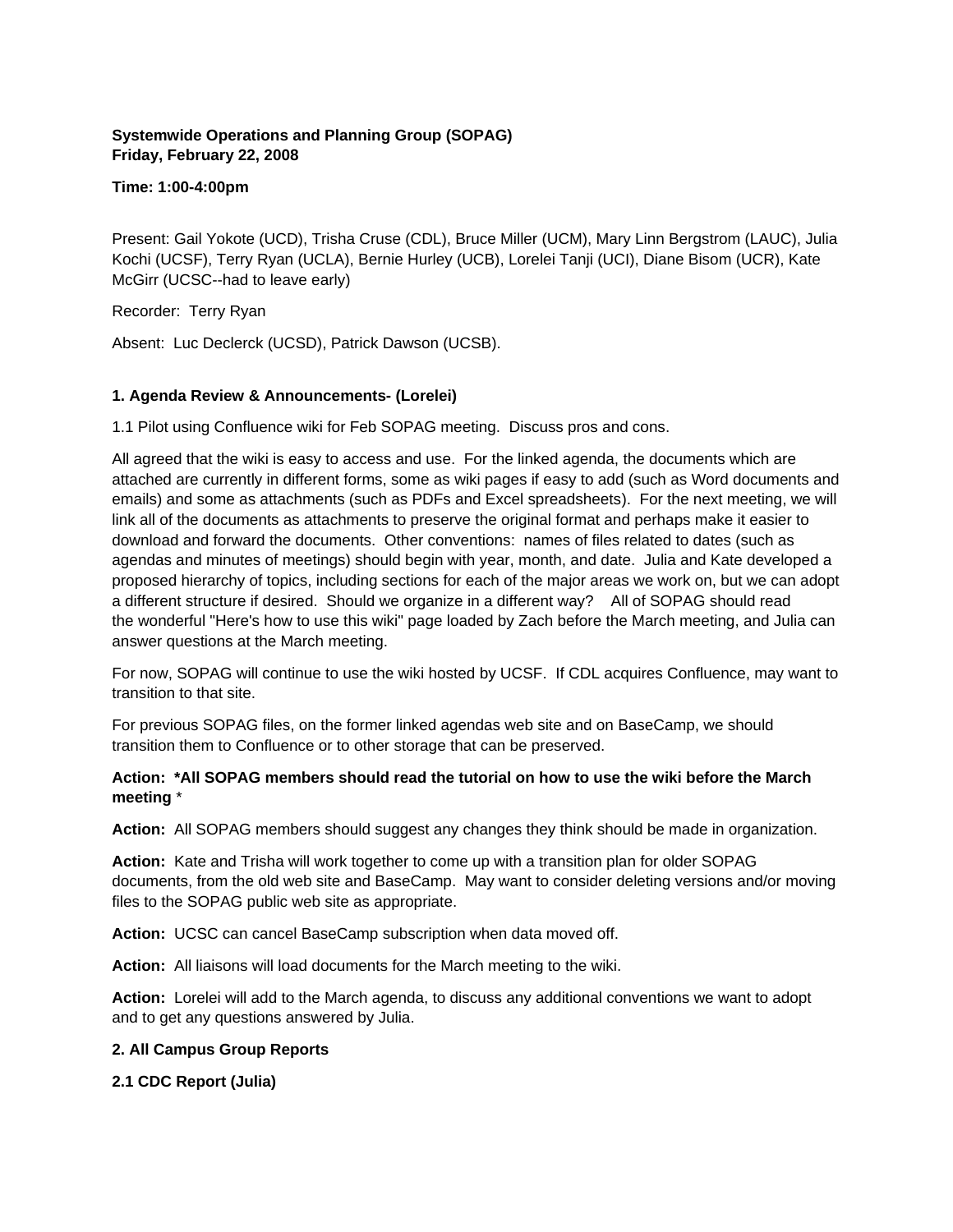**Systemwide Operations and Planning Group (SOPAG)**
**Friday, February 22, 2008**

**Time: 1:00-4:00pm**

Present: Gail Yokote (UCD), Trisha Cruse (CDL), Bruce Miller (UCM), Mary Linn Bergstrom (LAUC), Julia Kochi (UCSF), Terry Ryan (UCLA), Bernie Hurley (UCB), Lorelei Tanji (UCI), Diane Bisom (UCR), Kate McGirr (UCSC--had to leave early)

Recorder: Terry Ryan

Absent: Luc Declerck (UCSD), Patrick Dawson (UCSB).

## 1. Agenda Review & Announcements- (Lorelei)

1.1 Pilot using Confluence wiki for Feb SOPAG meeting. Discuss pros and cons.

All agreed that the wiki is easy to access and use. For the linked agenda, the documents which are attached are currently in different forms, some as wiki pages if easy to add (such as Word documents and emails) and some as attachments (such as PDFs and Excel spreadsheets). For the next meeting, we will link all of the documents as attachments to preserve the original format and perhaps make it easier to download and forward the documents. Other conventions: names of files related to dates (such as agendas and minutes of meetings) should begin with year, month, and date. Julia and Kate developed a proposed hierarchy of topics, including sections for each of the major areas we work on, but we can adopt a different structure if desired. Should we organize in a different way? All of SOPAG should read the wonderful "Here's how to use this wiki" page loaded by Zach before the March meeting, and Julia can answer questions at the March meeting.

For now, SOPAG will continue to use the wiki hosted by UCSF. If CDL acquires Confluence, may want to transition to that site.

For previous SOPAG files, on the former linked agendas web site and on BaseCamp, we should transition them to Confluence or to other storage that can be preserved.

**Action: *All SOPAG members should read the tutorial on how to use the wiki before the March meeting** *

**Action:** All SOPAG members should suggest any changes they think should be made in organization.

**Action:** Kate and Trisha will work together to come up with a transition plan for older SOPAG documents, from the old web site and BaseCamp. May want to consider deleting versions and/or moving files to the SOPAG public web site as appropriate.

**Action:** UCSC can cancel BaseCamp subscription when data moved off.

**Action:** All liaisons will load documents for the March meeting to the wiki.

**Action:** Lorelei will add to the March agenda, to discuss any additional conventions we want to adopt and to get any questions answered by Julia.

## 2. All Campus Group Reports

### 2.1 CDC Report (Julia)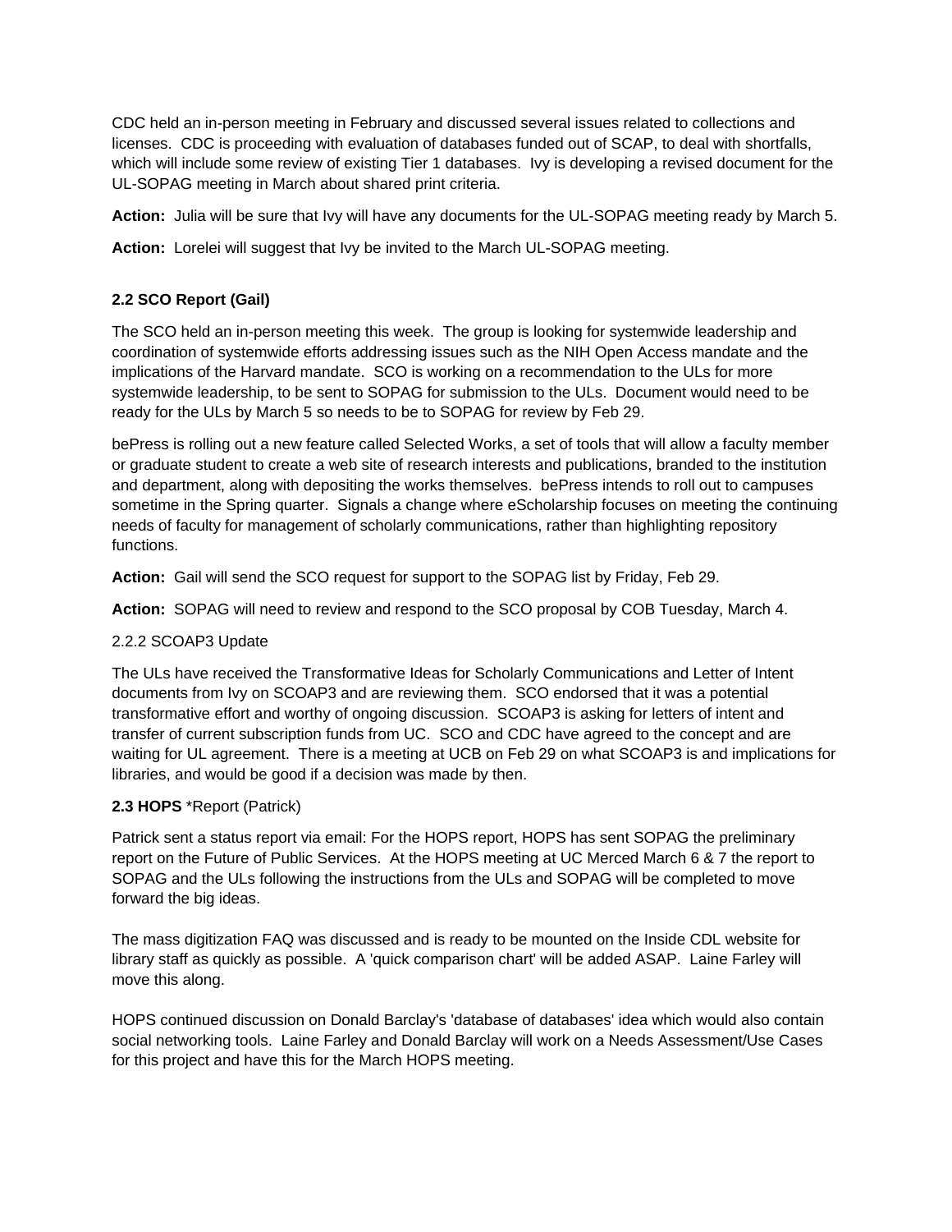CDC held an in-person meeting in February and discussed several issues related to collections and licenses. CDC is proceeding with evaluation of databases funded out of SCAP, to deal with shortfalls, which will include some review of existing Tier 1 databases. Ivy is developing a revised document for the UL-SOPAG meeting in March about shared print criteria.

**Action:** Julia will be sure that Ivy will have any documents for the UL-SOPAG meeting ready by March 5.

**Action:** Lorelei will suggest that Ivy be invited to the March UL-SOPAG meeting.

**2.2 SCO Report (Gail)**

The SCO held an in-person meeting this week. The group is looking for systemwide leadership and coordination of systemwide efforts addressing issues such as the NIH Open Access mandate and the implications of the Harvard mandate. SCO is working on a recommendation to the ULs for more systemwide leadership, to be sent to SOPAG for submission to the ULs. Document would need to be ready for the ULs by March 5 so needs to be to SOPAG for review by Feb 29.

bePress is rolling out a new feature called Selected Works, a set of tools that will allow a faculty member or graduate student to create a web site of research interests and publications, branded to the institution and department, along with depositing the works themselves. bePress intends to roll out to campuses sometime in the Spring quarter. Signals a change where eScholarship focuses on meeting the continuing needs of faculty for management of scholarly communications, rather than highlighting repository functions.

**Action:** Gail will send the SCO request for support to the SOPAG list by Friday, Feb 29.

**Action:** SOPAG will need to review and respond to the SCO proposal by COB Tuesday, March 4.

2.2.2 SCOAP3 Update

The ULs have received the Transformative Ideas for Scholarly Communications and Letter of Intent documents from Ivy on SCOAP3 and are reviewing them. SCO endorsed that it was a potential transformative effort and worthy of ongoing discussion. SCOAP3 is asking for letters of intent and transfer of current subscription funds from UC. SCO and CDC have agreed to the concept and are waiting for UL agreement. There is a meeting at UCB on Feb 29 on what SCOAP3 is and implications for libraries, and would be good if a decision was made by then.

**2.3 HOPS** *Report (Patrick)

Patrick sent a status report via email: For the HOPS report, HOPS has sent SOPAG the preliminary report on the Future of Public Services. At the HOPS meeting at UC Merced March 6 & 7 the report to SOPAG and the ULs following the instructions from the ULs and SOPAG will be completed to move forward the big ideas.

The mass digitization FAQ was discussed and is ready to be mounted on the Inside CDL website for library staff as quickly as possible. A 'quick comparison chart' will be added ASAP. Laine Farley will move this along.

HOPS continued discussion on Donald Barclay's 'database of databases' idea which would also contain social networking tools. Laine Farley and Donald Barclay will work on a Needs Assessment/Use Cases for this project and have this for the March HOPS meeting.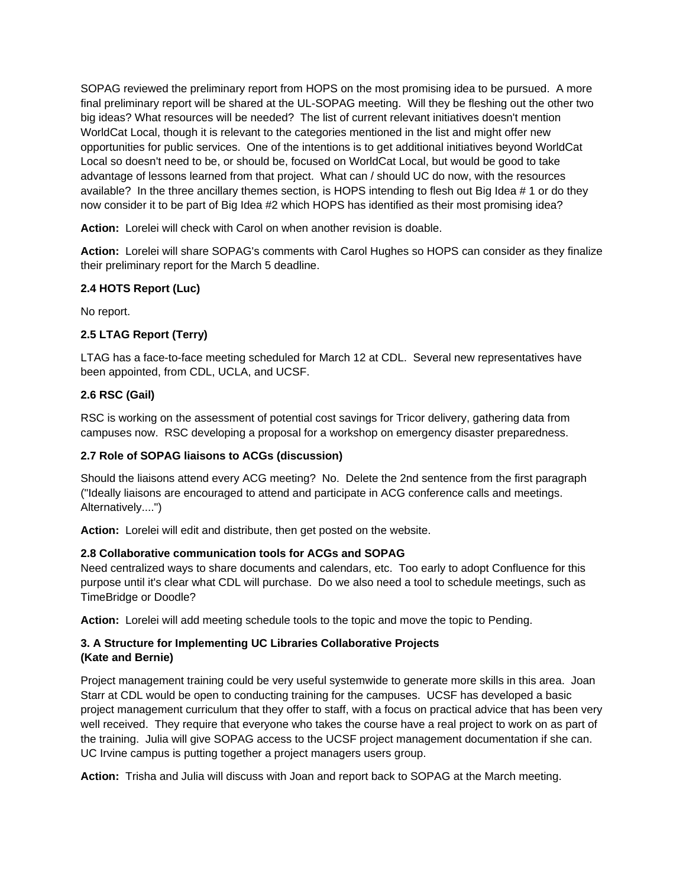SOPAG reviewed the preliminary report from HOPS on the most promising idea to be pursued.  A more final preliminary report will be shared at the UL-SOPAG meeting.  Will they be fleshing out the other two big ideas? What resources will be needed?  The list of current relevant initiatives doesn't mention WorldCat Local, though it is relevant to the categories mentioned in the list and might offer new opportunities for public services.  One of the intentions is to get additional initiatives beyond WorldCat Local so doesn't need to be, or should be, focused on WorldCat Local, but would be good to take advantage of lessons learned from that project.  What can / should UC do now, with the resources available?  In the three ancillary themes section, is HOPS intending to flesh out Big Idea # 1 or do they now consider it to be part of Big Idea #2 which HOPS has identified as their most promising idea?

**Action:** Lorelei will check with Carol on when another revision is doable.

**Action:** Lorelei will share SOPAG's comments with Carol Hughes so HOPS can consider as they finalize their preliminary report for the March 5 deadline.

**2.4 HOTS Report (Luc)**

No report.

**2.5 LTAG Report (Terry)**

LTAG has a face-to-face meeting scheduled for March 12 at CDL.  Several new representatives have been appointed, from CDL, UCLA, and UCSF.

**2.6 RSC (Gail)**

RSC is working on the assessment of potential cost savings for Tricor delivery, gathering data from campuses now.  RSC developing a proposal for a workshop on emergency disaster preparedness.

**2.7 Role of SOPAG liaisons to ACGs (discussion)**

Should the liaisons attend every ACG meeting?  No.  Delete the 2nd sentence from the first paragraph ("Ideally liaisons are encouraged to attend and participate in ACG conference calls and meetings. Alternatively....")

**Action:** Lorelei will edit and distribute, then get posted on the website.

**2.8 Collaborative communication tools for ACGs and SOPAG**

Need centralized ways to share documents and calendars, etc.  Too early to adopt Confluence for this purpose until it's clear what CDL will purchase.  Do we also need a tool to schedule meetings, such as TimeBridge or Doodle?

**Action:** Lorelei will add meeting schedule tools to the topic and move the topic to Pending.

**3. A Structure for Implementing UC Libraries Collaborative Projects (Kate and Bernie)**

Project management training could be very useful systemwide to generate more skills in this area.  Joan Starr at CDL would be open to conducting training for the campuses.  UCSF has developed a basic project management curriculum that they offer to staff, with a focus on practical advice that has been very well received.  They require that everyone who takes the course have a real project to work on as part of the training.  Julia will give SOPAG access to the UCSF project management documentation if she can. UC Irvine campus is putting together a project managers users group.

**Action:** Trisha and Julia will discuss with Joan and report back to SOPAG at the March meeting.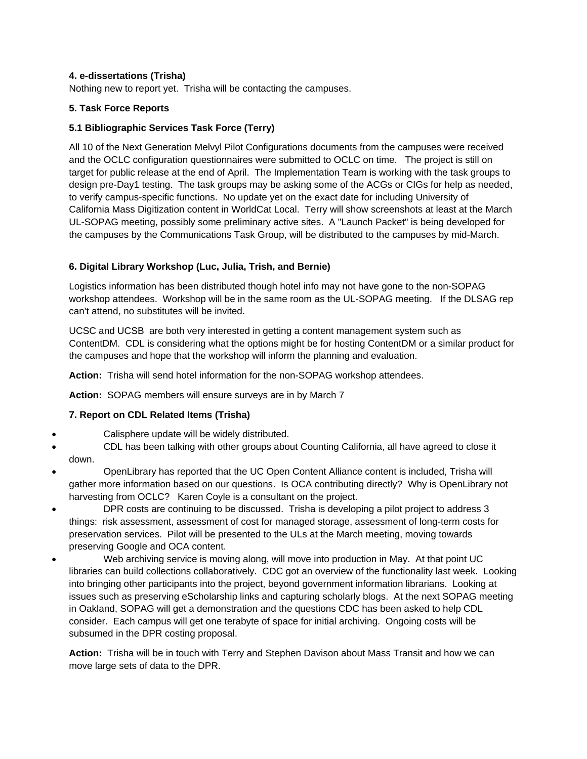**4. e-dissertations (Trisha)**

Nothing new to report yet. Trisha will be contacting the campuses.

**5. Task Force Reports**

**5.1 Bibliographic Services Task Force (Terry)**

All 10 of the Next Generation Melvyl Pilot Configurations documents from the campuses were received and the OCLC configuration questionnaires were submitted to OCLC on time. The project is still on target for public release at the end of April. The Implementation Team is working with the task groups to design pre-Day1 testing. The task groups may be asking some of the ACGs or CIGs for help as needed, to verify campus-specific functions. No update yet on the exact date for including University of California Mass Digitization content in WorldCat Local. Terry will show screenshots at least at the March UL-SOPAG meeting, possibly some preliminary active sites. A "Launch Packet" is being developed for the campuses by the Communications Task Group, will be distributed to the campuses by mid-March.

**6. Digital Library Workshop (Luc, Julia, Trish, and Bernie)**

Logistics information has been distributed though hotel info may not have gone to the non-SOPAG workshop attendees. Workshop will be in the same room as the UL-SOPAG meeting. If the DLSAG rep can't attend, no substitutes will be invited.

UCSC and UCSB are both very interested in getting a content management system such as ContentDM. CDL is considering what the options might be for hosting ContentDM or a similar product for the campuses and hope that the workshop will inform the planning and evaluation.

**Action:** Trisha will send hotel information for the non-SOPAG workshop attendees.

**Action:** SOPAG members will ensure surveys are in by March 7

**7. Report on CDL Related Items (Trisha)**

- Calisphere update will be widely distributed.
- CDL has been talking with other groups about Counting California, all have agreed to close it down.
- OpenLibrary has reported that the UC Open Content Alliance content is included, Trisha will gather more information based on our questions. Is OCA contributing directly? Why is OpenLibrary not harvesting from OCLC? Karen Coyle is a consultant on the project.
- DPR costs are continuing to be discussed. Trisha is developing a pilot project to address 3 things: risk assessment, assessment of cost for managed storage, assessment of long-term costs for preservation services. Pilot will be presented to the ULs at the March meeting, moving towards preserving Google and OCA content.
- Web archiving service is moving along, will move into production in May. At that point UC libraries can build collections collaboratively. CDC got an overview of the functionality last week. Looking into bringing other participants into the project, beyond government information librarians. Looking at issues such as preserving eScholarship links and capturing scholarly blogs. At the next SOPAG meeting in Oakland, SOPAG will get a demonstration and the questions CDC has been asked to help CDL consider. Each campus will get one terabyte of space for initial archiving. Ongoing costs will be subsumed in the DPR costing proposal.

**Action:** Trisha will be in touch with Terry and Stephen Davison about Mass Transit and how we can move large sets of data to the DPR.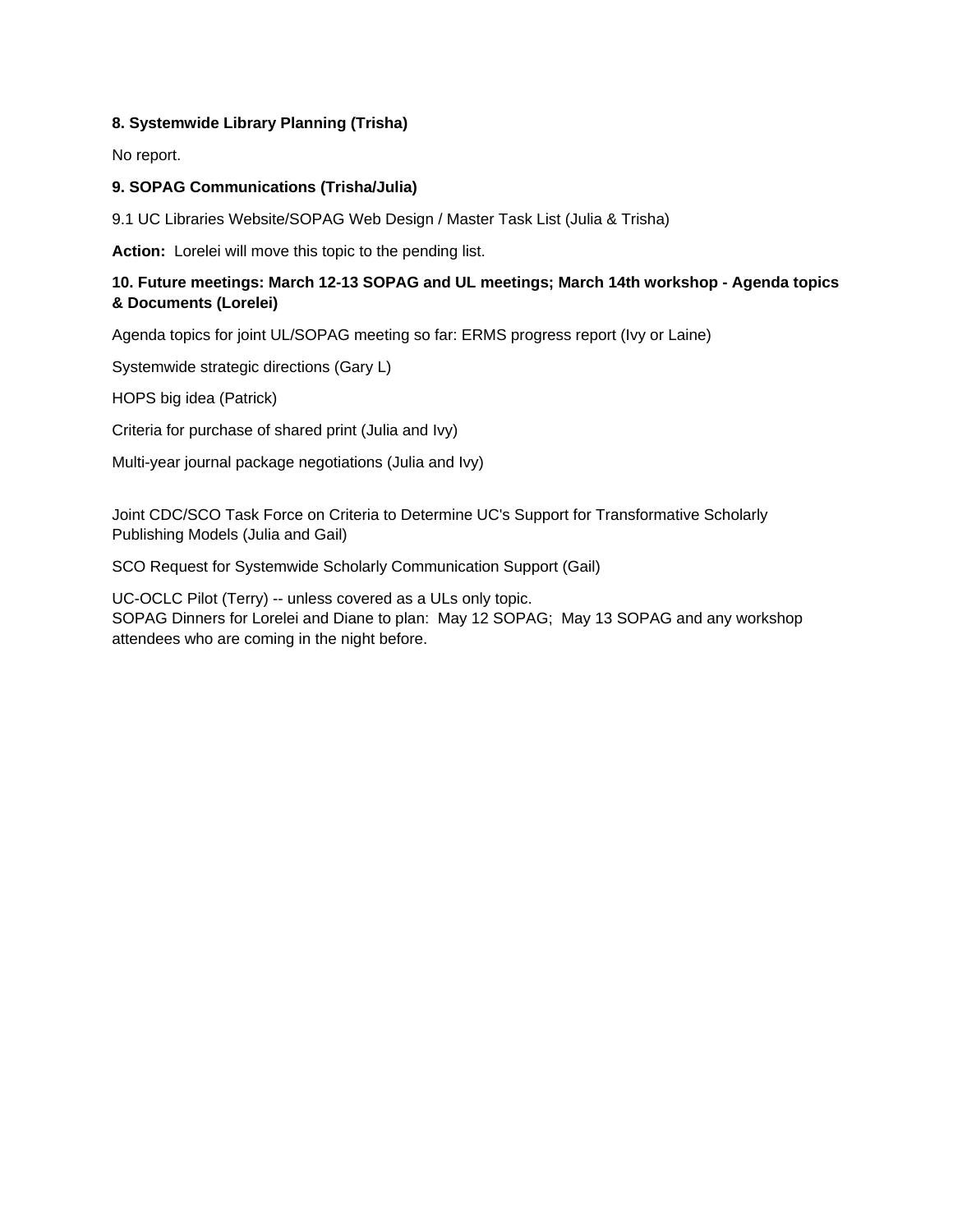**8. Systemwide Library Planning (Trisha)**

No report.

**9. SOPAG Communications (Trisha/Julia)**

9.1 UC Libraries Website/SOPAG Web Design / Master Task List (Julia & Trisha)

**Action:** Lorelei will move this topic to the pending list.

**10. Future meetings: March 12-13 SOPAG and UL meetings; March 14th workshop - Agenda topics & Documents (Lorelei)**

Agenda topics for joint UL/SOPAG meeting so far: ERMS progress report (Ivy or Laine)

Systemwide strategic directions (Gary L)

HOPS big idea (Patrick)

Criteria for purchase of shared print (Julia and Ivy)

Multi-year journal package negotiations (Julia and Ivy)

Joint CDC/SCO Task Force on Criteria to Determine UC's Support for Transformative Scholarly Publishing Models (Julia and Gail)

SCO Request for Systemwide Scholarly Communication Support (Gail)

UC-OCLC Pilot (Terry) -- unless covered as a ULs only topic.
SOPAG Dinners for Lorelei and Diane to plan: May 12 SOPAG; May 13 SOPAG and any workshop attendees who are coming in the night before.